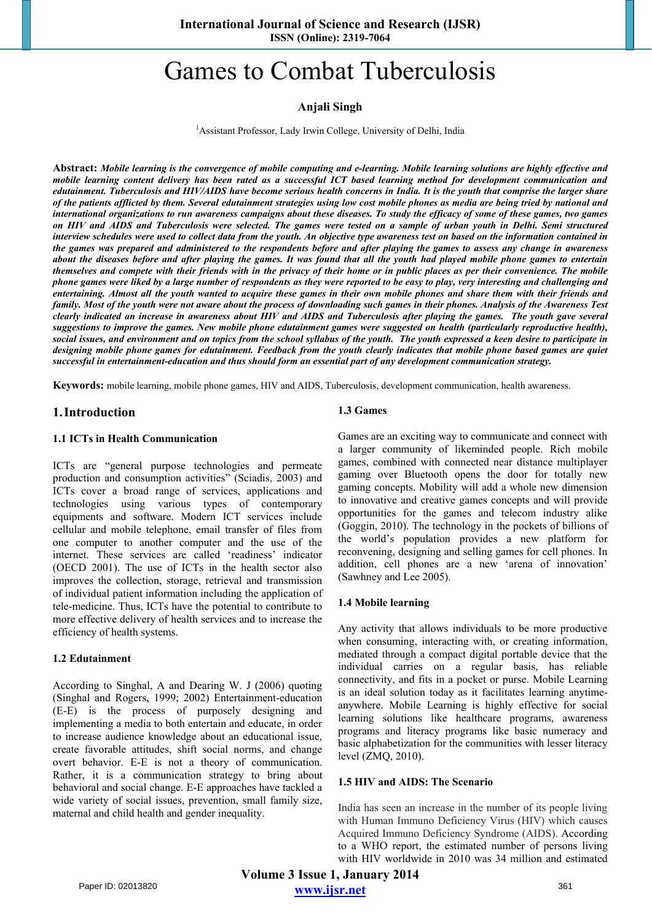# Games to Combat Tuberculosis

**Anjali Singh**

[1]Assistant Professor, Lady Irwin College, University of Delhi, India

**Abstract:** ***Mobile learning is the convergence of mobile computing and e-learning. Mobile learning solutions are highly effective and mobile learning content delivery has been rated as a successful ICT based learning method for development communication and edutainment. Tuberculosis and HIV/AIDS have become serious health concerns in India. It is the youth that comprise the larger share of the patients afflicted by them. Several edutainment strategies using low cost mobile phones as media are being tried by national and international organizations to run awareness campaigns about these diseases. To study the efficacy of some of these games, two games on HIV and AIDS and Tuberculosis were selected. The games were tested on a sample of urban youth in Delhi. Semi structured interview schedules were used to collect data from the youth. An objective type awareness test on based on the information contained in the games was prepared and administered to the respondents before and after playing the games to assess any change in awareness about the diseases before and after playing the games. It was found that all the youth had played mobile phone games to entertain themselves and compete with their friends with in the privacy of their home or in public places as per their convenience. The mobile phone games were liked by a large number of respondents as they were reported to be easy to play, very interesting and challenging and entertaining. Almost all the youth wanted to acquire these games in their own mobile phones and share them with their friends and family. Most of the youth were not aware about the process of downloading such games in their phones. Analysis of the Awareness Test clearly indicated an increase in awareness about HIV and AIDS and Tuberculosis after playing the games. The youth gave several suggestions to improve the games. New mobile phone edutainment games were suggested on health (particularly reproductive health), social issues, and environment and on topics from the school syllabus of the youth. The youth expressed a keen desire to participate in designing mobile phone games for edutainment. Feedback from the youth clearly indicates that mobile phone based games are quiet successful in entertainment-education and thus should form an essential part of any development communication strategy.***

**Keywords:** mobile learning, mobile phone games, HIV and AIDS, Tuberculosis, development communication, health awareness.

## 1. Introduction

### 1.1 ICTs in Health Communication

ICTs are "general purpose technologies and permeate production and consumption activities" (Sciadis, 2003) and ICTs cover a broad range of services, applications and technologies using various types of contemporary equipments and software. Modern ICT services include cellular and mobile telephone, email transfer of files from one computer to another computer and the use of the internet. These services are called 'readiness' indicator (OECD 2001). The use of ICTs in the health sector also improves the collection, storage, retrieval and transmission of individual patient information including the application of tele-medicine. Thus, ICTs have the potential to contribute to more effective delivery of health services and to increase the efficiency of health systems.

### 1.2 Edutainment

According to Singhal, A and Dearing W. J (2006) quoting (Singhal and Rogers, 1999; 2002) Entertainment-education (E-E) is the process of purposely designing and implementing a media to both entertain and educate, in order to increase audience knowledge about an educational issue, create favorable attitudes, shift social norms, and change overt behavior. E-E is not a theory of communication. Rather, it is a communication strategy to bring about behavioral and social change. E-E approaches have tackled a wide variety of social issues, prevention, small family size, maternal and child health and gender inequality.

### 1.3 Games

Games are an exciting way to communicate and connect with a larger community of likeminded people. Rich mobile games, combined with connected near distance multiplayer gaming over Bluetooth opens the door for totally new gaming concepts. Mobility will add a whole new dimension to innovative and creative games concepts and will provide opportunities for the games and telecom industry alike (Goggin, 2010). The technology in the pockets of billions of the world's population provides a new platform for reconvening, designing and selling games for cell phones. In addition, cell phones are a new 'arena of innovation' (Sawhney and Lee 2005).

### 1.4 Mobile learning

Any activity that allows individuals to be more productive when consuming, interacting with, or creating information, mediated through a compact digital portable device that the individual carries on a regular basis, has reliable connectivity, and fits in a pocket or purse. Mobile Learning is an ideal solution today as it facilitates learning anytime-anywhere. Mobile Learning is highly effective for social learning solutions like healthcare programs, awareness programs and literacy programs like basic numeracy and basic alphabetization for the communities with lesser literacy level (ZMQ, 2010).

### 1.5 HIV and AIDS: The Scenario

India has seen an increase in the number of its people living with Human Immuno Deficiency Virus (HIV) which causes Acquired Immuno Deficiency Syndrome (AIDS). According to a WHO report, the estimated number of persons living with HIV worldwide in 2010 was 34 million and estimated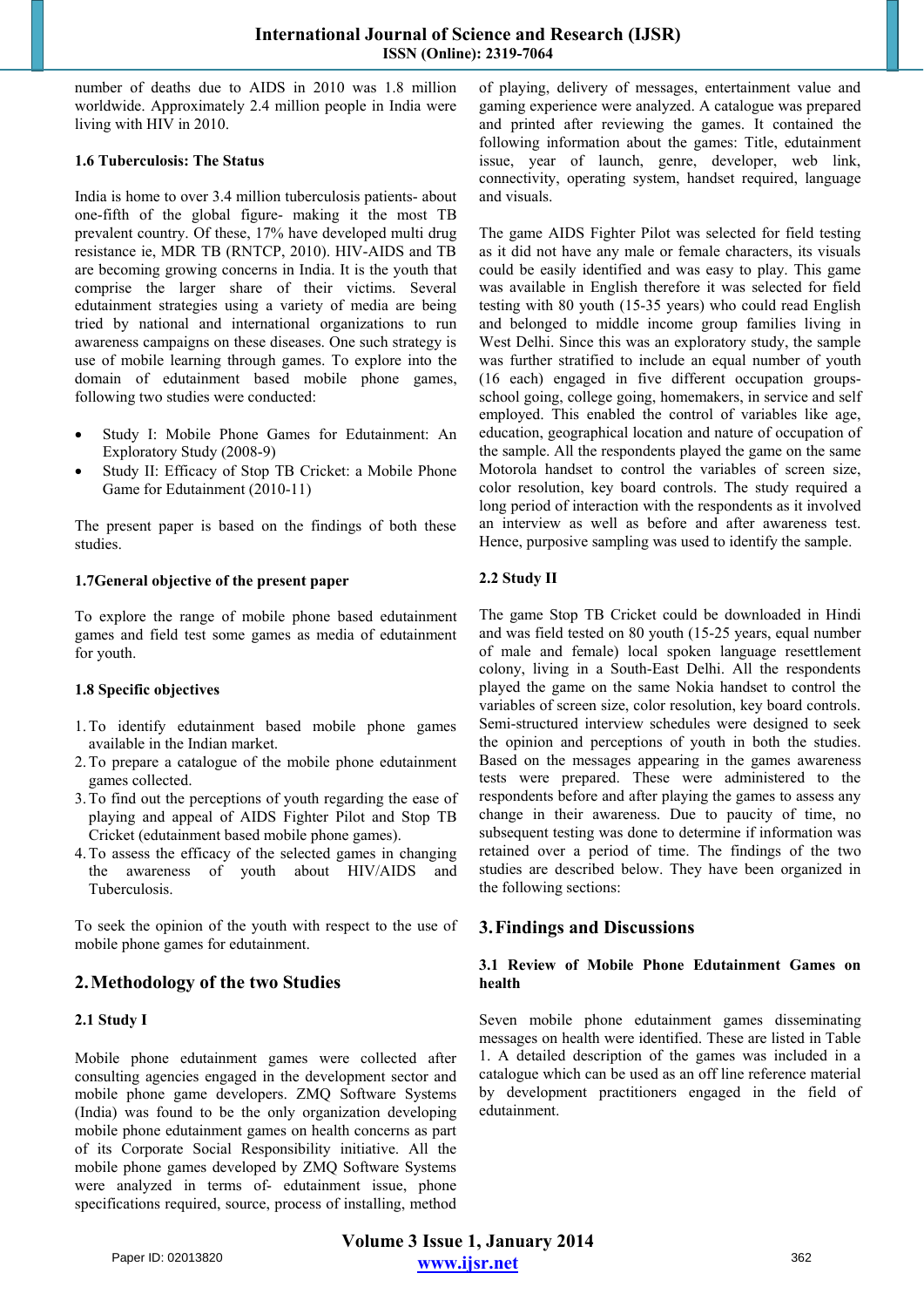number of deaths due to AIDS in 2010 was 1.8 million worldwide. Approximately 2.4 million people in India were living with HIV in 2010.

### 1.6 Tuberculosis: The Status

India is home to over 3.4 million tuberculosis patients- about one-fifth of the global figure- making it the most TB prevalent country. Of these, 17% have developed multi drug resistance ie, MDR TB (RNTCP, 2010). HIV-AIDS and TB are becoming growing concerns in India. It is the youth that comprise the larger share of their victims. Several edutainment strategies using a variety of media are being tried by national and international organizations to run awareness campaigns on these diseases. One such strategy is use of mobile learning through games. To explore into the domain of edutainment based mobile phone games, following two studies were conducted:

- Study I: Mobile Phone Games for Edutainment: An Exploratory Study (2008-9)
- Study II: Efficacy of Stop TB Cricket: a Mobile Phone Game for Edutainment (2010-11)

The present paper is based on the findings of both these studies.

### 1.7General objective of the present paper

To explore the range of mobile phone based edutainment games and field test some games as media of edutainment for youth.

### 1.8 Specific objectives

1. To identify edutainment based mobile phone games available in the Indian market.
2. To prepare a catalogue of the mobile phone edutainment games collected.
3. To find out the perceptions of youth regarding the ease of playing and appeal of AIDS Fighter Pilot and Stop TB Cricket (edutainment based mobile phone games).
4. To assess the efficacy of the selected games in changing the awareness of youth about HIV/AIDS and Tuberculosis.

To seek the opinion of the youth with respect to the use of mobile phone games for edutainment.

## 2. Methodology of the two Studies

### 2.1 Study I

Mobile phone edutainment games were collected after consulting agencies engaged in the development sector and mobile phone game developers. ZMQ Software Systems (India) was found to be the only organization developing mobile phone edutainment games on health concerns as part of its Corporate Social Responsibility initiative. All the mobile phone games developed by ZMQ Software Systems were analyzed in terms of- edutainment issue, phone specifications required, source, process of installing, method of playing, delivery of messages, entertainment value and gaming experience were analyzed. A catalogue was prepared and printed after reviewing the games. It contained the following information about the games: Title, edutainment issue, year of launch, genre, developer, web link, connectivity, operating system, handset required, language and visuals.

The game AIDS Fighter Pilot was selected for field testing as it did not have any male or female characters, its visuals could be easily identified and was easy to play. This game was available in English therefore it was selected for field testing with 80 youth (15-35 years) who could read English and belonged to middle income group families living in West Delhi. Since this was an exploratory study, the sample was further stratified to include an equal number of youth (16 each) engaged in five different occupation groups- school going, college going, homemakers, in service and self employed. This enabled the control of variables like age, education, geographical location and nature of occupation of the sample. All the respondents played the game on the same Motorola handset to control the variables of screen size, color resolution, key board controls. The study required a long period of interaction with the respondents as it involved an interview as well as before and after awareness test. Hence, purposive sampling was used to identify the sample.

### 2.2 Study II

The game Stop TB Cricket could be downloaded in Hindi and was field tested on 80 youth (15-25 years, equal number of male and female) local spoken language resettlement colony, living in a South-East Delhi. All the respondents played the game on the same Nokia handset to control the variables of screen size, color resolution, key board controls. Semi-structured interview schedules were designed to seek the opinion and perceptions of youth in both the studies. Based on the messages appearing in the games awareness tests were prepared. These were administered to the respondents before and after playing the games to assess any change in their awareness. Due to paucity of time, no subsequent testing was done to determine if information was retained over a period of time. The findings of the two studies are described below. They have been organized in the following sections:

## 3. Findings and Discussions

### 3.1 Review of Mobile Phone Edutainment Games on health

Seven mobile phone edutainment games disseminating messages on health were identified. These are listed in Table 1. A detailed description of the games was included in a catalogue which can be used as an off line reference material by development practitioners engaged in the field of edutainment.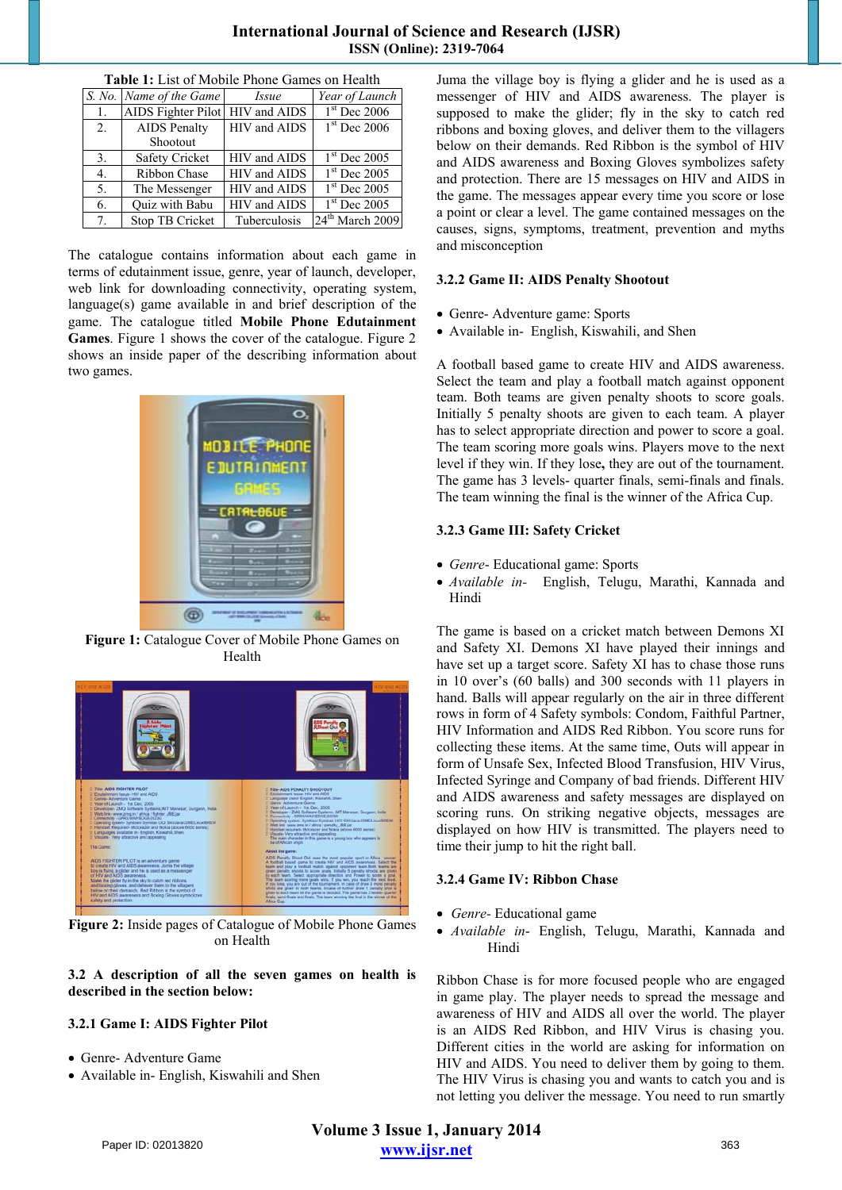**Table 1:** List of Mobile Phone Games on Health

| S. No. | Name of the Game | Issue | Year of Launch |
|---|---|---|---|
| 1. | AIDS Fighter Pilot | HIV and AIDS | 1st Dec 2006 |
| 2. | AIDS Penalty Shootout | HIV and AIDS | 1st Dec 2006 |
| 3. | Safety Cricket | HIV and AIDS | 1st Dec 2005 |
| 4. | Ribbon Chase | HIV and AIDS | 1st Dec 2005 |
| 5. | The Messenger | HIV and AIDS | 1st Dec 2005 |
| 6. | Quiz with Babu | HIV and AIDS | 1st Dec 2005 |
| 7. | Stop TB Cricket | Tuberculosis | 24th March 2009 |

The catalogue contains information about each game in terms of edutainment issue, genre, year of launch, developer, web link for downloading connectivity, operating system, language(s) game available in and brief description of the game. The catalogue titled **Mobile Phone Edutainment Games**. Figure 1 shows the cover of the catalogue. Figure 2 shows an inside paper of the describing information about two games.

**Figure 1:** Catalogue Cover of Mobile Phone Games on Health

**Figure 2:** Inside pages of Catalogue of Mobile Phone Games on Health

**3.2 A description of all the seven games on health is described in the section below:**

**3.2.1 Game I: AIDS Fighter Pilot**

- Genre- Adventure Game
- Available in- English, Kiswahili and Shen

Juma the village boy is flying a glider and he is used as a messenger of HIV and AIDS awareness. The player is supposed to make the glider; fly in the sky to catch red ribbons and boxing gloves, and deliver them to the villagers below on their demands. Red Ribbon is the symbol of HIV and AIDS awareness and Boxing Gloves symbolizes safety and protection. There are 15 messages on HIV and AIDS in the game. The messages appear every time you score or lose a point or clear a level. The game contained messages on the causes, signs, symptoms, treatment, prevention and myths and misconception

**3.2.2 Game II: AIDS Penalty Shootout**

- Genre- Adventure game: Sports
- Available in- English, Kiswahili, and Shen

A football based game to create HIV and AIDS awareness. Select the team and play a football match against opponent team. Both teams are given penalty shoots to score goals. Initially 5 penalty shoots are given to each team. A player has to select appropriate direction and power to score a goal. The team scoring more goals wins. Players move to the next level if they win. If they lose**,** they are out of the tournament. The game has 3 levels- quarter finals, semi-finals and finals. The team winning the final is the winner of the Africa Cup.

**3.2.3 Game III: Safety Cricket**

- *Genre*- Educational game: Sports
- *Available in*- English, Telugu, Marathi, Kannada and Hindi

The game is based on a cricket match between Demons XI and Safety XI. Demons XI have played their innings and have set up a target score. Safety XI has to chase those runs in 10 over's (60 balls) and 300 seconds with 11 players in hand. Balls will appear regularly on the air in three different rows in form of 4 Safety symbols: Condom, Faithful Partner, HIV Information and AIDS Red Ribbon. You score runs for collecting these items. At the same time, Outs will appear in form of Unsafe Sex, Infected Blood Transfusion, HIV Virus, Infected Syringe and Company of bad friends. Different HIV and AIDS awareness and safety messages are displayed on scoring runs. On striking negative objects, messages are displayed on how HIV is transmitted. The players need to time their jump to hit the right ball.

**3.2.4 Game IV: Ribbon Chase**

- *Genre*- Educational game
- *Available in*- English, Telugu, Marathi, Kannada and Hindi

Ribbon Chase is for more focused people who are engaged in game play. The player needs to spread the message and awareness of HIV and AIDS all over the world. The player is an AIDS Red Ribbon, and HIV Virus is chasing you. Different cities in the world are asking for information on HIV and AIDS. You need to deliver them by going to them. The HIV Virus is chasing you and wants to catch you and is not letting you deliver the message. You need to run smartly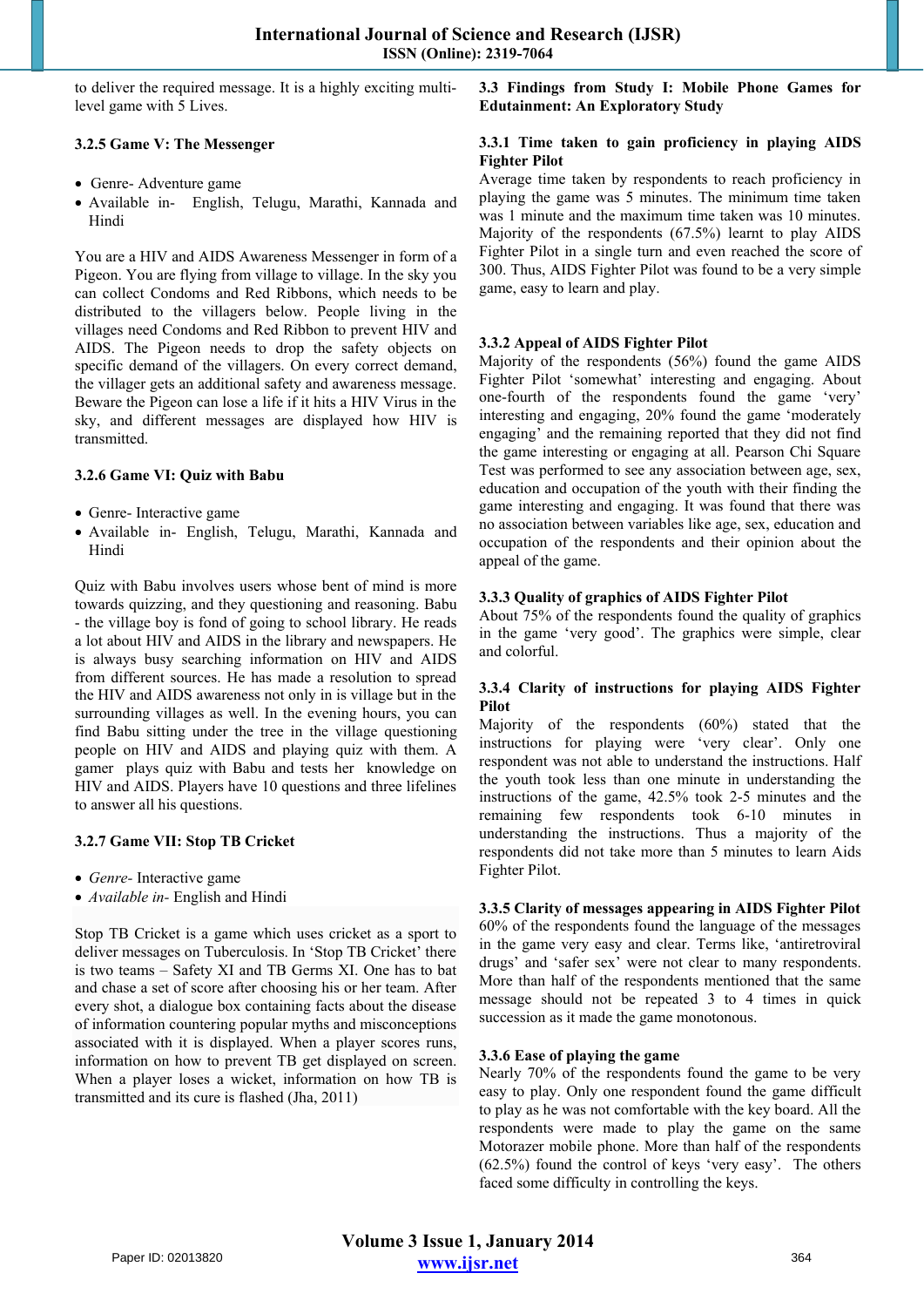to deliver the required message. It is a highly exciting multi-level game with 5 Lives.

#### 3.2.5 Game V: The Messenger

- Genre- Adventure game
- Available in- English, Telugu, Marathi, Kannada and Hindi

You are a HIV and AIDS Awareness Messenger in form of a Pigeon. You are flying from village to village. In the sky you can collect Condoms and Red Ribbons, which needs to be distributed to the villagers below. People living in the villages need Condoms and Red Ribbon to prevent HIV and AIDS. The Pigeon needs to drop the safety objects on specific demand of the villagers. On every correct demand, the villager gets an additional safety and awareness message. Beware the Pigeon can lose a life if it hits a HIV Virus in the sky, and different messages are displayed how HIV is transmitted.

#### 3.2.6 Game VI: Quiz with Babu

- Genre- Interactive game
- Available in- English, Telugu, Marathi, Kannada and Hindi

Quiz with Babu involves users whose bent of mind is more towards quizzing, and they questioning and reasoning. Babu - the village boy is fond of going to school library. He reads a lot about HIV and AIDS in the library and newspapers. He is always busy searching information on HIV and AIDS from different sources. He has made a resolution to spread the HIV and AIDS awareness not only in is village but in the surrounding villages as well. In the evening hours, you can find Babu sitting under the tree in the village questioning people on HIV and AIDS and playing quiz with them. A gamer plays quiz with Babu and tests her knowledge on HIV and AIDS. Players have 10 questions and three lifelines to answer all his questions.

#### 3.2.7 Game VII: Stop TB Cricket

- *Genre-* Interactive game
- *Available in-* English and Hindi

Stop TB Cricket is a game which uses cricket as a sport to deliver messages on Tuberculosis. In 'Stop TB Cricket' there is two teams – Safety XI and TB Germs XI. One has to bat and chase a set of score after choosing his or her team. After every shot, a dialogue box containing facts about the disease of information countering popular myths and misconceptions associated with it is displayed. When a player scores runs, information on how to prevent TB get displayed on screen. When a player loses a wicket, information on how TB is transmitted and its cure is flashed (Jha, 2011)

### 3.3 Findings from Study I: Mobile Phone Games for Edutainment: An Exploratory Study

#### 3.3.1 Time taken to gain proficiency in playing AIDS Fighter Pilot

Average time taken by respondents to reach proficiency in playing the game was 5 minutes. The minimum time taken was 1 minute and the maximum time taken was 10 minutes. Majority of the respondents (67.5%) learnt to play AIDS Fighter Pilot in a single turn and even reached the score of 300. Thus, AIDS Fighter Pilot was found to be a very simple game, easy to learn and play.

#### 3.3.2 Appeal of AIDS Fighter Pilot

Majority of the respondents (56%) found the game AIDS Fighter Pilot 'somewhat' interesting and engaging. About one-fourth of the respondents found the game 'very' interesting and engaging, 20% found the game 'moderately engaging' and the remaining reported that they did not find the game interesting or engaging at all. Pearson Chi Square Test was performed to see any association between age, sex, education and occupation of the youth with their finding the game interesting and engaging. It was found that there was no association between variables like age, sex, education and occupation of the respondents and their opinion about the appeal of the game.

#### 3.3.3 Quality of graphics of AIDS Fighter Pilot

About 75% of the respondents found the quality of graphics in the game 'very good'. The graphics were simple, clear and colorful.

#### 3.3.4 Clarity of instructions for playing AIDS Fighter Pilot

Majority of the respondents (60%) stated that the instructions for playing were 'very clear'. Only one respondent was not able to understand the instructions. Half the youth took less than one minute in understanding the instructions of the game, 42.5% took 2-5 minutes and the remaining few respondents took 6-10 minutes in understanding the instructions. Thus a majority of the respondents did not take more than 5 minutes to learn Aids Fighter Pilot.

#### 3.3.5 Clarity of messages appearing in AIDS Fighter Pilot

60% of the respondents found the language of the messages in the game very easy and clear. Terms like, 'antiretroviral drugs' and 'safer sex' were not clear to many respondents. More than half of the respondents mentioned that the same message should not be repeated 3 to 4 times in quick succession as it made the game monotonous.

#### 3.3.6 Ease of playing the game

Nearly 70% of the respondents found the game to be very easy to play. Only one respondent found the game difficult to play as he was not comfortable with the key board. All the respondents were made to play the game on the same Motorazer mobile phone. More than half of the respondents (62.5%) found the control of keys 'very easy'. The others faced some difficulty in controlling the keys.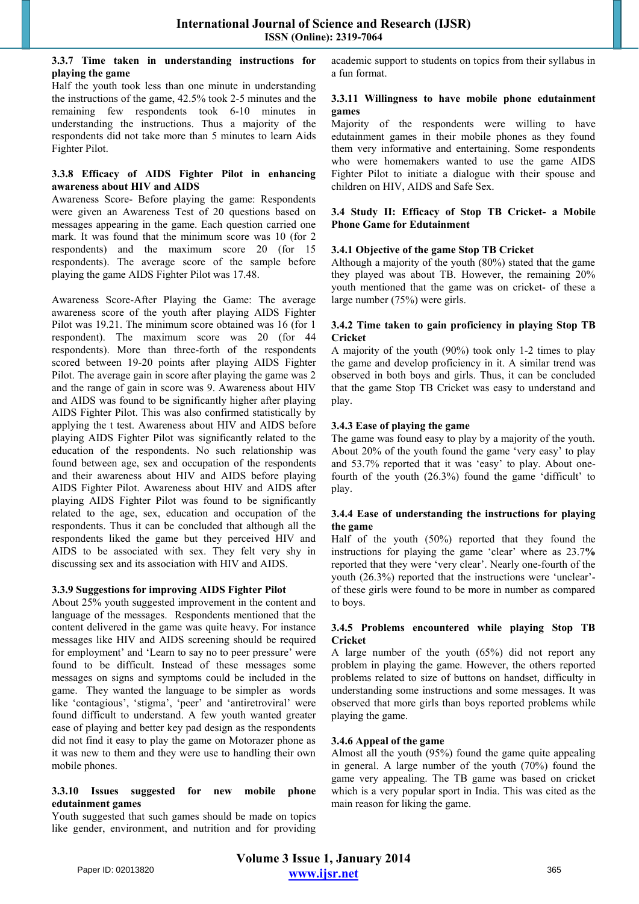### 3.3.7 Time taken in understanding instructions for playing the game

Half the youth took less than one minute in understanding the instructions of the game, 42.5% took 2-5 minutes and the remaining few respondents took 6-10 minutes in understanding the instructions. Thus a majority of the respondents did not take more than 5 minutes to learn Aids Fighter Pilot.

### 3.3.8 Efficacy of AIDS Fighter Pilot in enhancing awareness about HIV and AIDS

Awareness Score- Before playing the game: Respondents were given an Awareness Test of 20 questions based on messages appearing in the game. Each question carried one mark. It was found that the minimum score was 10 (for 2 respondents) and the maximum score 20 (for 15 respondents). The average score of the sample before playing the game AIDS Fighter Pilot was 17.48.

Awareness Score-After Playing the Game: The average awareness score of the youth after playing AIDS Fighter Pilot was 19.21. The minimum score obtained was 16 (for 1 respondent). The maximum score was 20 (for 44 respondents). More than three-forth of the respondents scored between 19-20 points after playing AIDS Fighter Pilot. The average gain in score after playing the game was 2 and the range of gain in score was 9. Awareness about HIV and AIDS was found to be significantly higher after playing AIDS Fighter Pilot. This was also confirmed statistically by applying the t test. Awareness about HIV and AIDS before playing AIDS Fighter Pilot was significantly related to the education of the respondents. No such relationship was found between age, sex and occupation of the respondents and their awareness about HIV and AIDS before playing AIDS Fighter Pilot. Awareness about HIV and AIDS after playing AIDS Fighter Pilot was found to be significantly related to the age, sex, education and occupation of the respondents. Thus it can be concluded that although all the respondents liked the game but they perceived HIV and AIDS to be associated with sex. They felt very shy in discussing sex and its association with HIV and AIDS.

### 3.3.9 Suggestions for improving AIDS Fighter Pilot

About 25% youth suggested improvement in the content and language of the messages. Respondents mentioned that the content delivered in the game was quite heavy. For instance messages like HIV and AIDS screening should be required for employment' and 'Learn to say no to peer pressure' were found to be difficult. Instead of these messages some messages on signs and symptoms could be included in the game. They wanted the language to be simpler as words like 'contagious', 'stigma', 'peer' and 'antiretroviral' were found difficult to understand. A few youth wanted greater ease of playing and better key pad design as the respondents did not find it easy to play the game on Motorazer phone as it was new to them and they were use to handling their own mobile phones.

### 3.3.10 Issues suggested for new mobile phone edutainment games

Youth suggested that such games should be made on topics like gender, environment, and nutrition and for providing academic support to students on topics from their syllabus in a fun format.

### 3.3.11 Willingness to have mobile phone edutainment games

Majority of the respondents were willing to have edutainment games in their mobile phones as they found them very informative and entertaining. Some respondents who were homemakers wanted to use the game AIDS Fighter Pilot to initiate a dialogue with their spouse and children on HIV, AIDS and Safe Sex.

## 3.4 Study II: Efficacy of Stop TB Cricket- a Mobile Phone Game for Edutainment

### 3.4.1 Objective of the game Stop TB Cricket

Although a majority of the youth (80%) stated that the game they played was about TB. However, the remaining 20% youth mentioned that the game was on cricket- of these a large number (75%) were girls.

### 3.4.2 Time taken to gain proficiency in playing Stop TB Cricket

A majority of the youth (90%) took only 1-2 times to play the game and develop proficiency in it. A similar trend was observed in both boys and girls. Thus, it can be concluded that the game Stop TB Cricket was easy to understand and play.

### 3.4.3 Ease of playing the game

The game was found easy to play by a majority of the youth. About 20% of the youth found the game 'very easy' to play and 53.7% reported that it was 'easy' to play. About one-fourth of the youth (26.3%) found the game 'difficult' to play.

### 3.4.4 Ease of understanding the instructions for playing the game

Half of the youth (50%) reported that they found the instructions for playing the game 'clear' where as 23.7**%** reported that they were 'very clear'. Nearly one-fourth of the youth (26.3%) reported that the instructions were 'unclear'- of these girls were found to be more in number as compared to boys.

### 3.4.5 Problems encountered while playing Stop TB Cricket

A large number of the youth (65%) did not report any problem in playing the game. However, the others reported problems related to size of buttons on handset, difficulty in understanding some instructions and some messages. It was observed that more girls than boys reported problems while playing the game.

### 3.4.6 Appeal of the game

Almost all the youth (95%) found the game quite appealing in general. A large number of the youth (70%) found the game very appealing. The TB game was based on cricket which is a very popular sport in India. This was cited as the main reason for liking the game.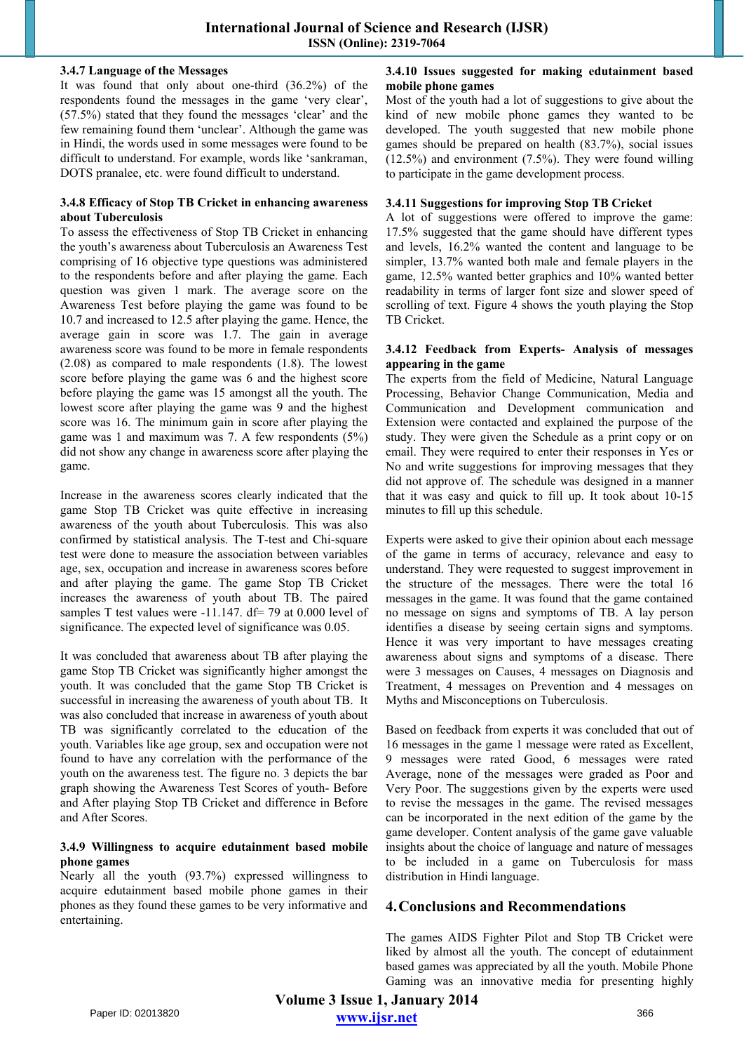### 3.4.7 Language of the Messages

It was found that only about one-third (36.2%) of the respondents found the messages in the game 'very clear', (57.5%) stated that they found the messages 'clear' and the few remaining found them 'unclear'. Although the game was in Hindi, the words used in some messages were found to be difficult to understand. For example, words like 'sankraman, DOTS pranalee, etc. were found difficult to understand.

### 3.4.8 Efficacy of Stop TB Cricket in enhancing awareness about Tuberculosis

To assess the effectiveness of Stop TB Cricket in enhancing the youth's awareness about Tuberculosis an Awareness Test comprising of 16 objective type questions was administered to the respondents before and after playing the game. Each question was given 1 mark. The average score on the Awareness Test before playing the game was found to be 10.7 and increased to 12.5 after playing the game. Hence, the average gain in score was 1.7. The gain in average awareness score was found to be more in female respondents (2.08) as compared to male respondents (1.8). The lowest score before playing the game was 6 and the highest score before playing the game was 15 amongst all the youth. The lowest score after playing the game was 9 and the highest score was 16. The minimum gain in score after playing the game was 1 and maximum was 7. A few respondents (5%) did not show any change in awareness score after playing the game.

Increase in the awareness scores clearly indicated that the game Stop TB Cricket was quite effective in increasing awareness of the youth about Tuberculosis. This was also confirmed by statistical analysis. The T-test and Chi-square test were done to measure the association between variables age, sex, occupation and increase in awareness scores before and after playing the game. The game Stop TB Cricket increases the awareness of youth about TB. The paired samples T test values were -11.147. df= 79 at 0.000 level of significance. The expected level of significance was 0.05.

It was concluded that awareness about TB after playing the game Stop TB Cricket was significantly higher amongst the youth. It was concluded that the game Stop TB Cricket is successful in increasing the awareness of youth about TB. It was also concluded that increase in awareness of youth about TB was significantly correlated to the education of the youth. Variables like age group, sex and occupation were not found to have any correlation with the performance of the youth on the awareness test. The figure no. 3 depicts the bar graph showing the Awareness Test Scores of youth- Before and After playing Stop TB Cricket and difference in Before and After Scores.

### 3.4.9 Willingness to acquire edutainment based mobile phone games

Nearly all the youth (93.7%) expressed willingness to acquire edutainment based mobile phone games in their phones as they found these games to be very informative and entertaining.

### 3.4.10 Issues suggested for making edutainment based mobile phone games

Most of the youth had a lot of suggestions to give about the kind of new mobile phone games they wanted to be developed. The youth suggested that new mobile phone games should be prepared on health (83.7%), social issues (12.5%) and environment (7.5%). They were found willing to participate in the game development process.

### 3.4.11 Suggestions for improving Stop TB Cricket

A lot of suggestions were offered to improve the game: 17.5% suggested that the game should have different types and levels, 16.2% wanted the content and language to be simpler, 13.7% wanted both male and female players in the game, 12.5% wanted better graphics and 10% wanted better readability in terms of larger font size and slower speed of scrolling of text. Figure 4 shows the youth playing the Stop TB Cricket.

### 3.4.12 Feedback from Experts- Analysis of messages appearing in the game

The experts from the field of Medicine, Natural Language Processing, Behavior Change Communication, Media and Communication and Development communication and Extension were contacted and explained the purpose of the study. They were given the Schedule as a print copy or on email. They were required to enter their responses in Yes or No and write suggestions for improving messages that they did not approve of. The schedule was designed in a manner that it was easy and quick to fill up. It took about 10-15 minutes to fill up this schedule.

Experts were asked to give their opinion about each message of the game in terms of accuracy, relevance and easy to understand. They were requested to suggest improvement in the structure of the messages. There were the total 16 messages in the game. It was found that the game contained no message on signs and symptoms of TB. A lay person identifies a disease by seeing certain signs and symptoms. Hence it was very important to have messages creating awareness about signs and symptoms of a disease. There were 3 messages on Causes, 4 messages on Diagnosis and Treatment, 4 messages on Prevention and 4 messages on Myths and Misconceptions on Tuberculosis.

Based on feedback from experts it was concluded that out of 16 messages in the game 1 message were rated as Excellent, 9 messages were rated Good, 6 messages were rated Average, none of the messages were graded as Poor and Very Poor. The suggestions given by the experts were used to revise the messages in the game. The revised messages can be incorporated in the next edition of the game by the game developer. Content analysis of the game gave valuable insights about the choice of language and nature of messages to be included in a game on Tuberculosis for mass distribution in Hindi language.

## 4. Conclusions and Recommendations

The games AIDS Fighter Pilot and Stop TB Cricket were liked by almost all the youth. The concept of edutainment based games was appreciated by all the youth. Mobile Phone Gaming was an innovative media for presenting highly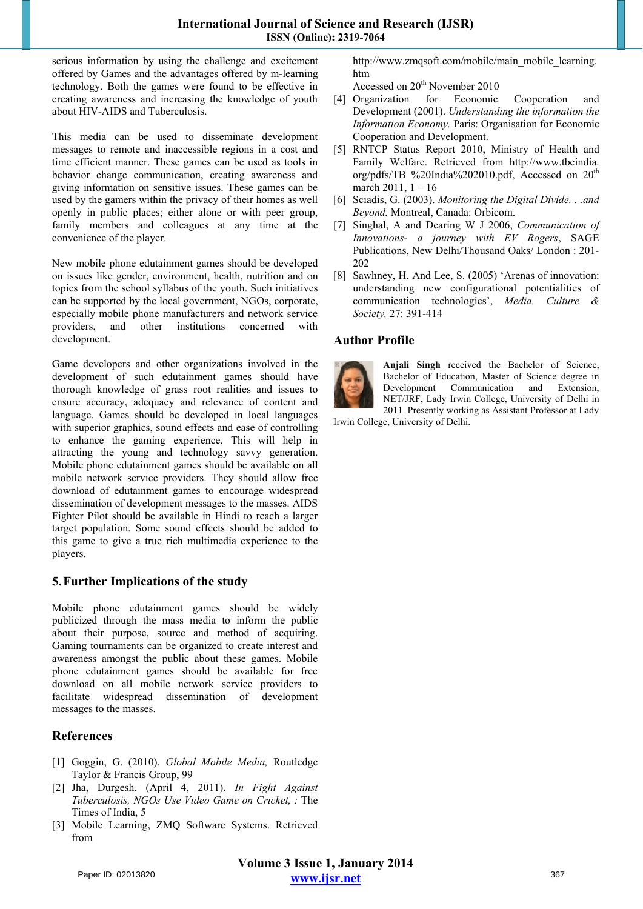serious information by using the challenge and excitement offered by Games and the advantages offered by m-learning technology. Both the games were found to be effective in creating awareness and increasing the knowledge of youth about HIV-AIDS and Tuberculosis.

This media can be used to disseminate development messages to remote and inaccessible regions in a cost and time efficient manner. These games can be used as tools in behavior change communication, creating awareness and giving information on sensitive issues. These games can be used by the gamers within the privacy of their homes as well openly in public places; either alone or with peer group, family members and colleagues at any time at the convenience of the player.

New mobile phone edutainment games should be developed on issues like gender, environment, health, nutrition and on topics from the school syllabus of the youth. Such initiatives can be supported by the local government, NGOs, corporate, especially mobile phone manufacturers and network service providers, and other institutions concerned with development.

Game developers and other organizations involved in the development of such edutainment games should have thorough knowledge of grass root realities and issues to ensure accuracy, adequacy and relevance of content and language. Games should be developed in local languages with superior graphics, sound effects and ease of controlling to enhance the gaming experience. This will help in attracting the young and technology savvy generation. Mobile phone edutainment games should be available on all mobile network service providers. They should allow free download of edutainment games to encourage widespread dissemination of development messages to the masses. AIDS Fighter Pilot should be available in Hindi to reach a larger target population. Some sound effects should be added to this game to give a true rich multimedia experience to the players.

## 5. Further Implications of the study

Mobile phone edutainment games should be widely publicized through the mass media to inform the public about their purpose, source and method of acquiring. Gaming tournaments can be organized to create interest and awareness amongst the public about these games. Mobile phone edutainment games should be available for free download on all mobile network service providers to facilitate widespread dissemination of development messages to the masses.

## References

[1] Goggin, G. (2010). *Global Mobile Media,* Routledge Taylor & Francis Group, 99

[2] Jha, Durgesh. (April 4, 2011). *In Fight Against Tuberculosis, NGOs Use Video Game on Cricket, :* The Times of India, 5

[3] Mobile Learning, ZMQ Software Systems. Retrieved from http://www.zmqsoft.com/mobile/main_mobile_learning.htm Accessed on 20th November 2010

[4] Organization for Economic Cooperation and Development (2001). *Understanding the information the Information Economy.* Paris: Organisation for Economic Cooperation and Development.

[5] RNTCP Status Report 2010, Ministry of Health and Family Welfare. Retrieved from http://www.tbcindia.org/pdfs/TB %20India%202010.pdf, Accessed on 20th march 2011, 1 – 16

[6] Sciadis, G. (2003). *Monitoring the Digital Divide. . .and Beyond.* Montreal, Canada: Orbicom.

[7] Singhal, A and Dearing W J 2006, *Communication of Innovations- a journey with EV Rogers*, SAGE Publications, New Delhi/Thousand Oaks/ London : 201-202

[8] Sawhney, H. And Lee, S. (2005) 'Arenas of innovation: understanding new configurational potentialities of communication technologies', *Media, Culture & Society,* 27: 391-414

## Author Profile

**Anjali Singh** received the Bachelor of Science, Bachelor of Education, Master of Science degree in Development Communication and Extension, NET/JRF, Lady Irwin College, University of Delhi in 2011. Presently working as Assistant Professor at Lady Irwin College, University of Delhi.